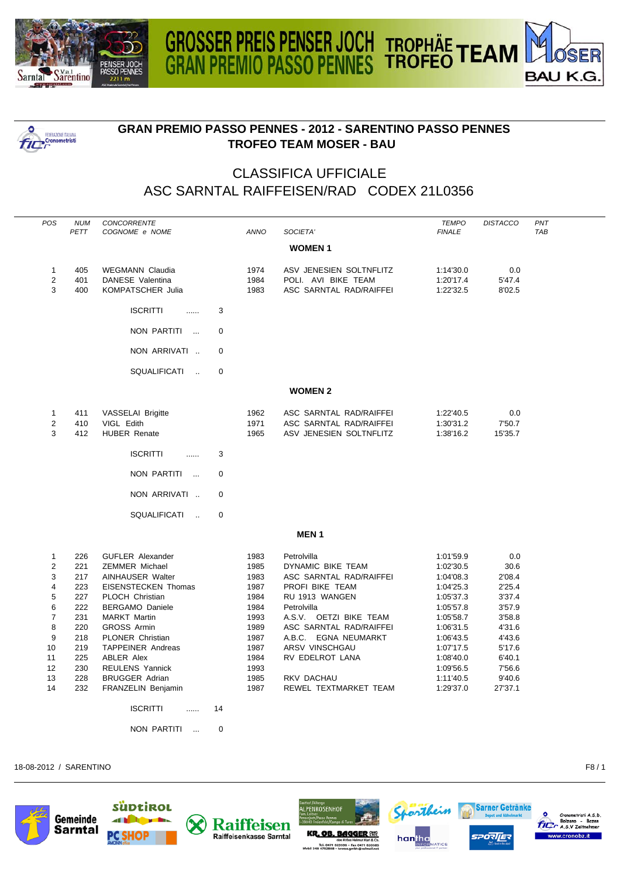GROSSER PREIS PENSER JOCH TROPHÄE TEAM MOSER BAU K.G.
GRAN PREMIO PASSO PENNES TROFEO

# GRAN PREMIO PASSO PENNES - 2012 - SARENTINO PASSO PENNES
# TROFEO TEAM MOSER - BAU

## CLASSIFICA UFFICIALE
## ASC SARNTAL RAIFFEISEN/RAD CODEX 21L0356

| POS | NUM PETT | CONCORRENTE COGNOME e NOME | ANNO | SOCIETA' | TEMPO FINALE | DISTACCO | PNT TAB |
|---|---|---|---|---|---|---|---|
| | | | | **WOMEN 1** | | | |
| 1 | 405 | WEGMANN Claudia | 1974 | ASV JENESIEN SOLTNFLITZ | 1:14'30.0 | 0.0 | |
| 2 | 401 | DANESE Valentina | 1984 | POLI. AVI BIKE TEAM | 1:20'17.4 | 5'47.4 | |
| 3 | 400 | KOMPATSCHER Julia | 1983 | ASC SARNTAL RAD/RAIFFEI | 1:22'32.5 | 8'02.5 | |

ISCRITTI ...... 3

NON PARTITI ... 0

NON ARRIVATI .. 0

SQUALIFICATI .. 0

| POS | NUM PETT | CONCORRENTE COGNOME e NOME | ANNO | SOCIETA' | TEMPO FINALE | DISTACCO | PNT TAB |
|---|---|---|---|---|---|---|---|
| | | | | **WOMEN 2** | | | |
| 1 | 411 | VASSELAI Brigitte | 1962 | ASC SARNTAL RAD/RAIFFEI | 1:22'40.5 | 0.0 | |
| 2 | 410 | VIGL Edith | 1971 | ASC SARNTAL RAD/RAIFFEI | 1:30'31.2 | 7'50.7 | |
| 3 | 412 | HUBER Renate | 1965 | ASV JENESIEN SOLTNFLITZ | 1:38'16.2 | 15'35.7 | |

ISCRITTI ...... 3

NON PARTITI ... 0

NON ARRIVATI .. 0

SQUALIFICATI .. 0

| POS | NUM PETT | CONCORRENTE COGNOME e NOME | ANNO | SOCIETA' | TEMPO FINALE | DISTACCO | PNT TAB |
|---|---|---|---|---|---|---|---|
| | | | | **MEN 1** | | | |
| 1 | 226 | GUFLER Alexander | 1983 | Petrolvilla | 1:01'59.9 | 0.0 | |
| 2 | 221 | ZEMMER Michael | 1985 | DYNAMIC BIKE TEAM | 1:02'30.5 | 30.6 | |
| 3 | 217 | AINHAUSER Walter | 1983 | ASC SARNTAL RAD/RAIFFEI | 1:04'08.3 | 2'08.4 | |
| 4 | 223 | EISENSTECKEN Thomas | 1987 | PROFI BIKE TEAM | 1:04'25.3 | 2'25.4 | |
| 5 | 227 | PLOCH Christian | 1984 | RU 1913 WANGEN | 1:05'37.3 | 3'37.4 | |
| 6 | 222 | BERGAMO Daniele | 1984 | Petrolvilla | 1:05'57.8 | 3'57.9 | |
| 7 | 231 | MARKT Martin | 1993 | A.S.V. OETZI BIKE TEAM | 1:05'58.7 | 3'58.8 | |
| 8 | 220 | GROSS Armin | 1989 | ASC SARNTAL RAD/RAIFFEI | 1:06'31.5 | 4'31.6 | |
| 9 | 218 | PLONER Christian | 1987 | A.B.C. EGNA NEUMARKT | 1:06'43.5 | 4'43.6 | |
| 10 | 219 | TAPPEINER Andreas | 1987 | ARSV VINSCHGAU | 1:07'17.5 | 5'17.6 | |
| 11 | 225 | ABLER Alex | 1984 | RV EDELROT LANA | 1:08'40.0 | 6'40.1 | |
| 12 | 230 | REULENS Yannick | 1993 | | 1:09'56.5 | 7'56.6 | |
| 13 | 228 | BRUGGER Adrian | 1985 | RKV DACHAU | 1:11'40.5 | 9'40.6 | |
| 14 | 232 | FRANZELIN Benjamin | 1987 | REWEL TEXTMARKET TEAM | 1:29'37.0 | 27'37.1 | |

ISCRITTI ...... 14

NON PARTITI ... 0

18-08-2012 / SARENTINO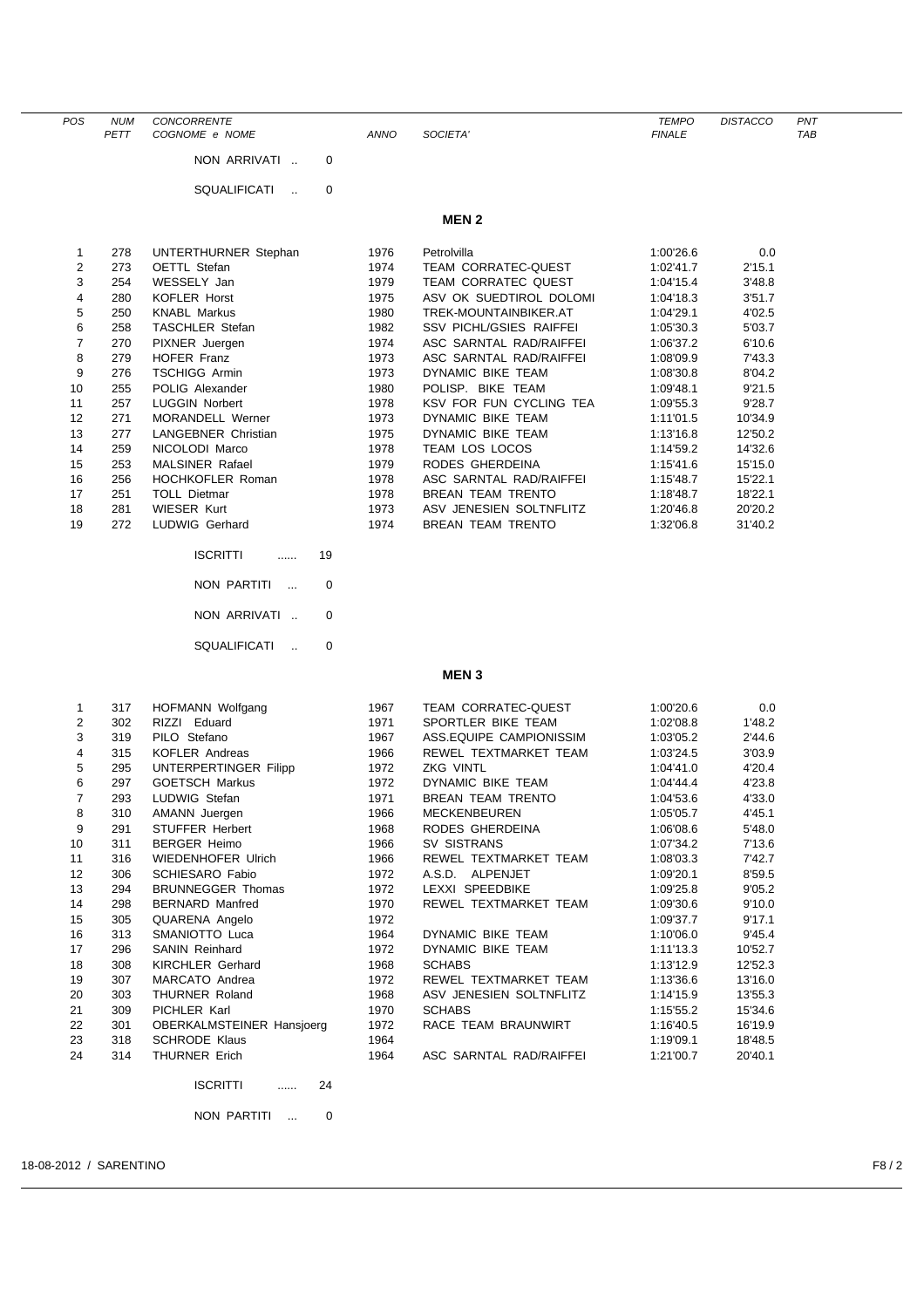| POS | NUM PETT | CONCORRENTE COGNOME e NOME | ANNO | SOCIETA' | TEMPO FINALE | DISTACCO | PNT TAB |
|---|---|---|---|---|---|---|---|

NON ARRIVATI .. 0

SQUALIFICATI .. 0

## MEN 2

| POS | NUM PETT | CONCORRENTE COGNOME e NOME | ANNO | SOCIETA' | TEMPO FINALE | DISTACCO | PNT TAB |
|---|---|---|---|---|---|---|---|
| 1 | 278 | UNTERTHURNER Stephan | 1976 | Petrolvilla | 1:00'26.6 | 0.0 | |
| 2 | 273 | OETTL Stefan | 1974 | TEAM CORRATEC-QUEST | 1:02'41.7 | 2'15.1 | |
| 3 | 254 | WESSELY Jan | 1979 | TEAM CORRATEC QUEST | 1:04'15.4 | 3'48.8 | |
| 4 | 280 | KOFLER Horst | 1975 | ASV OK SUEDTIROL DOLOMI | 1:04'18.3 | 3'51.7 | |
| 5 | 250 | KNABL Markus | 1980 | TREK-MOUNTAINBIKER.AT | 1:04'29.1 | 4'02.5 | |
| 6 | 258 | TASCHLER Stefan | 1982 | SSV PICHL/GSIES RAIFFEI | 1:05'30.3 | 5'03.7 | |
| 7 | 270 | PIXNER Juergen | 1974 | ASC SARNTAL RAD/RAIFFEI | 1:06'37.2 | 6'10.6 | |
| 8 | 279 | HOFER Franz | 1973 | ASC SARNTAL RAD/RAIFFEI | 1:08'09.9 | 7'43.3 | |
| 9 | 276 | TSCHIGG Armin | 1973 | DYNAMIC BIKE TEAM | 1:08'30.8 | 8'04.2 | |
| 10 | 255 | POLIG Alexander | 1980 | POLISP. BIKE TEAM | 1:09'48.1 | 9'21.5 | |
| 11 | 257 | LUGGIN Norbert | 1978 | KSV FOR FUN CYCLING TEA | 1:09'55.3 | 9'28.7 | |
| 12 | 271 | MORANDELL Werner | 1973 | DYNAMIC BIKE TEAM | 1:11'01.5 | 10'34.9 | |
| 13 | 277 | LANGEBNER Christian | 1975 | DYNAMIC BIKE TEAM | 1:13'16.8 | 12'50.2 | |
| 14 | 259 | NICOLODI Marco | 1978 | TEAM LOS LOCOS | 1:14'59.2 | 14'32.6 | |
| 15 | 253 | MALSINER Rafael | 1979 | RODES GHERDEINA | 1:15'41.6 | 15'15.0 | |
| 16 | 256 | HOCHKOFLER Roman | 1978 | ASC SARNTAL RAD/RAIFFEI | 1:15'48.7 | 15'22.1 | |
| 17 | 251 | TOLL Dietmar | 1978 | BREAN TEAM TRENTO | 1:18'48.7 | 18'22.1 | |
| 18 | 281 | WIESER Kurt | 1973 | ASV JENESIEN SOLTNFLITZ | 1:20'46.8 | 20'20.2 | |
| 19 | 272 | LUDWIG Gerhard | 1974 | BREAN TEAM TRENTO | 1:32'06.8 | 31'40.2 | |

ISCRITTI ...... 19

NON PARTITI ... 0

NON ARRIVATI .. 0

SQUALIFICATI .. 0

## MEN 3

| POS | NUM PETT | CONCORRENTE COGNOME e NOME | ANNO | SOCIETA' | TEMPO FINALE | DISTACCO | PNT TAB |
|---|---|---|---|---|---|---|---|
| 1 | 317 | HOFMANN Wolfgang | 1967 | TEAM CORRATEC-QUEST | 1:00'20.6 | 0.0 | |
| 2 | 302 | RIZZI Eduard | 1971 | SPORTLER BIKE TEAM | 1:02'08.8 | 1'48.2 | |
| 3 | 319 | PILO Stefano | 1967 | ASS.EQUIPE CAMPIONISSIM | 1:03'05.2 | 2'44.6 | |
| 4 | 315 | KOFLER Andreas | 1966 | REWEL TEXTMARKET TEAM | 1:03'24.5 | 3'03.9 | |
| 5 | 295 | UNTERPERTINGER Filipp | 1972 | ZKG VINTL | 1:04'41.0 | 4'20.4 | |
| 6 | 297 | GOETSCH Markus | 1972 | DYNAMIC BIKE TEAM | 1:04'44.4 | 4'23.8 | |
| 7 | 293 | LUDWIG Stefan | 1971 | BREAN TEAM TRENTO | 1:04'53.6 | 4'33.0 | |
| 8 | 310 | AMANN Juergen | 1966 | MECKENBEUREN | 1:05'05.7 | 4'45.1 | |
| 9 | 291 | STUFFER Herbert | 1968 | RODES GHERDEINA | 1:06'08.6 | 5'48.0 | |
| 10 | 311 | BERGER Heimo | 1966 | SV SISTRANS | 1:07'34.2 | 7'13.6 | |
| 11 | 316 | WIEDENHOFER Ulrich | 1966 | REWEL TEXTMARKET TEAM | 1:08'03.3 | 7'42.7 | |
| 12 | 306 | SCHIESARO Fabio | 1972 | A.S.D. ALPENJET | 1:09'20.1 | 8'59.5 | |
| 13 | 294 | BRUNNEGGER Thomas | 1972 | LEXXI SPEEDBIKE | 1:09'25.8 | 9'05.2 | |
| 14 | 298 | BERNARD Manfred | 1970 | REWEL TEXTMARKET TEAM | 1:09'30.6 | 9'10.0 | |
| 15 | 305 | QUARENA Angelo | 1972 | | 1:09'37.7 | 9'17.1 | |
| 16 | 313 | SMANIOTTO Luca | 1964 | DYNAMIC BIKE TEAM | 1:10'06.0 | 9'45.4 | |
| 17 | 296 | SANIN Reinhard | 1972 | DYNAMIC BIKE TEAM | 1:11'13.3 | 10'52.7 | |
| 18 | 308 | KIRCHLER Gerhard | 1968 | SCHABS | 1:13'12.9 | 12'52.3 | |
| 19 | 307 | MARCATO Andrea | 1972 | REWEL TEXTMARKET TEAM | 1:13'36.6 | 13'16.0 | |
| 20 | 303 | THURNER Roland | 1968 | ASV JENESIEN SOLTNFLITZ | 1:14'15.9 | 13'55.3 | |
| 21 | 309 | PICHLER Karl | 1970 | SCHABS | 1:15'55.2 | 15'34.6 | |
| 22 | 301 | OBERKALMSTEINER Hansjoerg | 1972 | RACE TEAM BRAUNWIRT | 1:16'40.5 | 16'19.9 | |
| 23 | 318 | SCHRODE Klaus | 1964 | | 1:19'09.1 | 18'48.5 | |
| 24 | 314 | THURNER Erich | 1964 | ASC SARNTAL RAD/RAIFFEI | 1:21'00.7 | 20'40.1 | |

ISCRITTI ...... 24

NON PARTITI ... 0

18-08-2012 / SARENTINO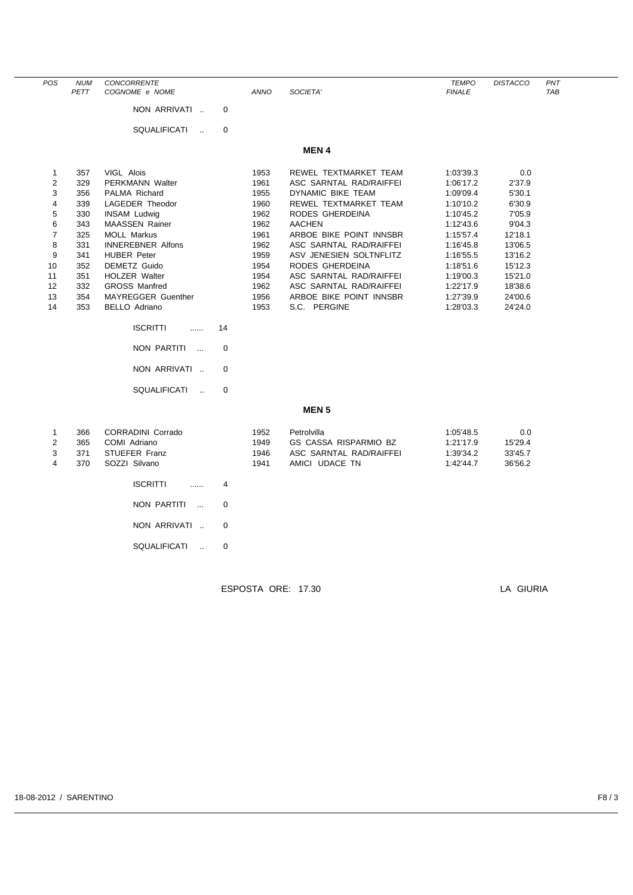| POS | NUM PETT | CONCORRENTE COGNOME e NOME | ANNO | SOCIETA' | TEMPO FINALE | DISTACCO | PNT TAB |
|---|---|---|---|---|---|---|---|

NON ARRIVATI .. 0

SQUALIFICATI .. 0

## MEN 4

| POS | NUM PETT | CONCORRENTE COGNOME e NOME | ANNO | SOCIETA' | TEMPO FINALE | DISTACCO | PNT TAB |
|---|---|---|---|---|---|---|---|
| 1 | 357 | VIGL Alois | 1953 | REWEL TEXTMARKET TEAM | 1:03'39.3 | 0.0 | |
| 2 | 329 | PERKMANN Walter | 1961 | ASC SARNTAL RAD/RAIFFEI | 1:06'17.2 | 2'37.9 | |
| 3 | 356 | PALMA Richard | 1955 | DYNAMIC BIKE TEAM | 1:09'09.4 | 5'30.1 | |
| 4 | 339 | LAGEDER Theodor | 1960 | REWEL TEXTMARKET TEAM | 1:10'10.2 | 6'30.9 | |
| 5 | 330 | INSAM Ludwig | 1962 | RODES GHERDEINA | 1:10'45.2 | 7'05.9 | |
| 6 | 343 | MAASSEN Rainer | 1962 | AACHEN | 1:12'43.6 | 9'04.3 | |
| 7 | 325 | MOLL Markus | 1961 | ARBOE BIKE POINT INNSBR | 1:15'57.4 | 12'18.1 | |
| 8 | 331 | INNEREBNER Alfons | 1962 | ASC SARNTAL RAD/RAIFFEI | 1:16'45.8 | 13'06.5 | |
| 9 | 341 | HUBER Peter | 1959 | ASV JENESIEN SOLTNFLITZ | 1:16'55.5 | 13'16.2 | |
| 10 | 352 | DEMETZ Guido | 1954 | RODES GHERDEINA | 1:18'51.6 | 15'12.3 | |
| 11 | 351 | HOLZER Walter | 1954 | ASC SARNTAL RAD/RAIFFEI | 1:19'00.3 | 15'21.0 | |
| 12 | 332 | GROSS Manfred | 1962 | ASC SARNTAL RAD/RAIFFEI | 1:22'17.9 | 18'38.6 | |
| 13 | 354 | MAYREGGER Guenther | 1956 | ARBOE BIKE POINT INNSBR | 1:27'39.9 | 24'00.6 | |
| 14 | 353 | BELLO Adriano | 1953 | S.C. PERGINE | 1:28'03.3 | 24'24.0 | |

ISCRITTI ...... 14

NON PARTITI ... 0

NON ARRIVATI .. 0

SQUALIFICATI .. 0

## MEN 5

| POS | NUM PETT | CONCORRENTE COGNOME e NOME | ANNO | SOCIETA' | TEMPO FINALE | DISTACCO | PNT TAB |
|---|---|---|---|---|---|---|---|
| 1 | 366 | CORRADINI Corrado | 1952 | Petrolvilla | 1:05'48.5 | 0.0 | |
| 2 | 365 | COMI Adriano | 1949 | GS CASSA RISPARMIO BZ | 1:21'17.9 | 15'29.4 | |
| 3 | 371 | STUEFER Franz | 1946 | ASC SARNTAL RAD/RAIFFEI | 1:39'34.2 | 33'45.7 | |
| 4 | 370 | SOZZI Silvano | 1941 | AMICI UDACE TN | 1:42'44.7 | 36'56.2 | |

ISCRITTI ...... 4

NON PARTITI ... 0

NON ARRIVATI .. 0

SQUALIFICATI .. 0

ESPOSTA ORE: 17.30

LA GIURIA

18-08-2012 / SARENTINO